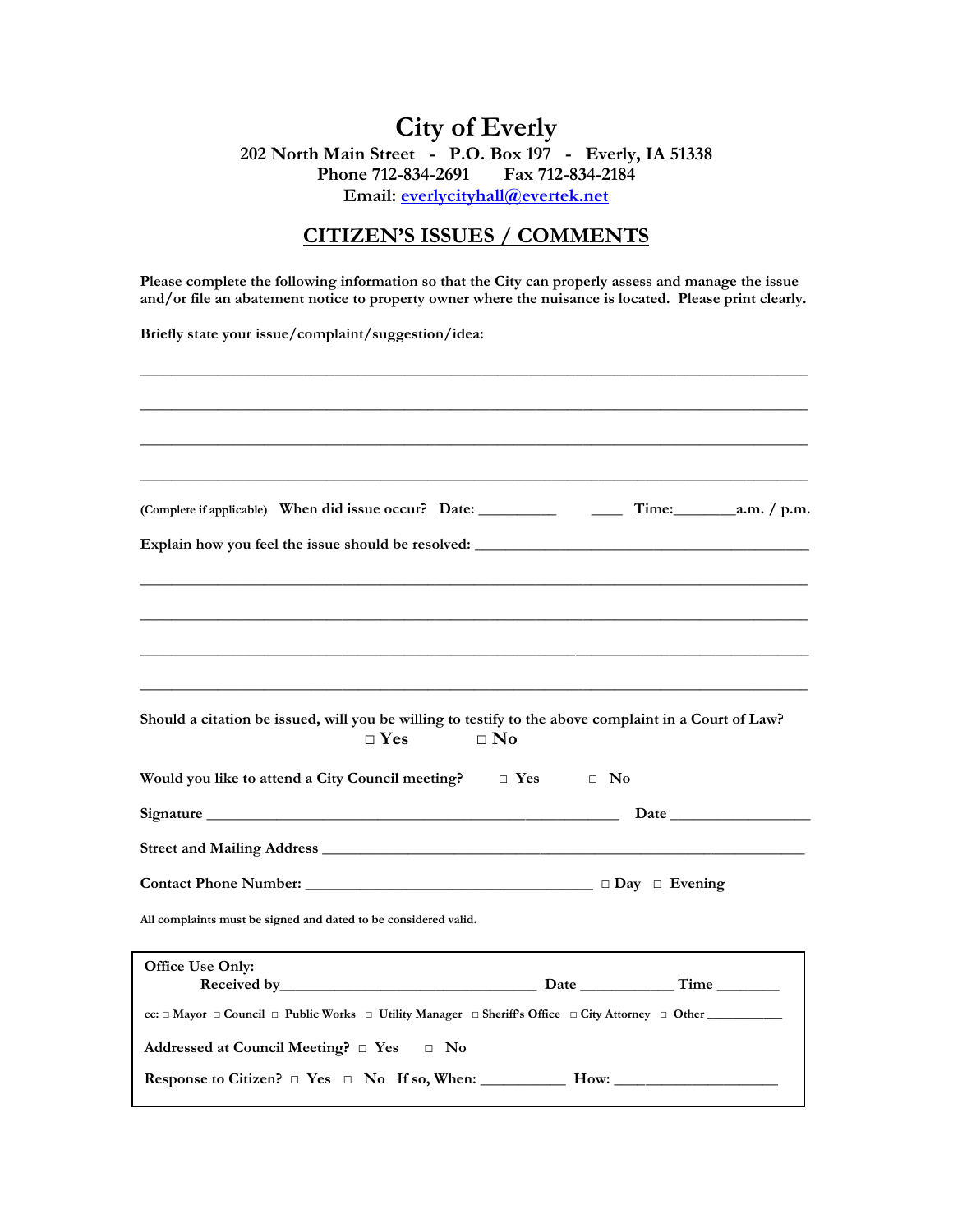# City of Everly

**202 North Main Street - P.O. Box 197 - Everly, IA 51338**
**Phone 712-834-2691 Fax 712-834-2184**
**Email: everlycityhall@evertek.net**

## CITIZEN'S ISSUES / COMMENTS

**Please complete the following information so that the City can properly assess and manage the issue and/or file an abatement notice to property owner where the nuisance is located. Please print clearly.**

**Briefly state your issue/complaint/suggestion/idea:**

\_\_\_\_\_\_\_\_\_\_\_\_\_\_\_\_\_\_\_\_\_\_\_\_\_\_\_\_\_\_\_\_\_\_\_\_\_\_\_\_\_\_\_\_\_\_\_\_\_\_\_\_\_\_\_\_\_\_\_\_\_\_\_\_\_\_\_\_\_\_\_\_\_\_\_\_\_\_

\_\_\_\_\_\_\_\_\_\_\_\_\_\_\_\_\_\_\_\_\_\_\_\_\_\_\_\_\_\_\_\_\_\_\_\_\_\_\_\_\_\_\_\_\_\_\_\_\_\_\_\_\_\_\_\_\_\_\_\_\_\_\_\_\_\_\_\_\_\_\_\_\_\_\_\_\_\_

\_\_\_\_\_\_\_\_\_\_\_\_\_\_\_\_\_\_\_\_\_\_\_\_\_\_\_\_\_\_\_\_\_\_\_\_\_\_\_\_\_\_\_\_\_\_\_\_\_\_\_\_\_\_\_\_\_\_\_\_\_\_\_\_\_\_\_\_\_\_\_\_\_\_\_\_\_\_

\_\_\_\_\_\_\_\_\_\_\_\_\_\_\_\_\_\_\_\_\_\_\_\_\_\_\_\_\_\_\_\_\_\_\_\_\_\_\_\_\_\_\_\_\_\_\_\_\_\_\_\_\_\_\_\_\_\_\_\_\_\_\_\_\_\_\_\_\_\_\_\_\_\_\_\_\_\_

(Complete if applicable) **When did issue occur? Date:** \_\_\_\_\_\_\_\_\_\_ \_\_\_\_ **Time:**\_\_\_\_\_\_\_\_**a.m. / p.m.**

**Explain how you feel the issue should be resolved:** \_\_\_\_\_\_\_\_\_\_\_\_\_\_\_\_\_\_\_\_\_\_\_\_\_\_\_\_\_\_\_\_\_\_\_\_\_\_\_\_\_\_\_\_

\_\_\_\_\_\_\_\_\_\_\_\_\_\_\_\_\_\_\_\_\_\_\_\_\_\_\_\_\_\_\_\_\_\_\_\_\_\_\_\_\_\_\_\_\_\_\_\_\_\_\_\_\_\_\_\_\_\_\_\_\_\_\_\_\_\_\_\_\_\_\_\_\_\_\_\_\_\_

\_\_\_\_\_\_\_\_\_\_\_\_\_\_\_\_\_\_\_\_\_\_\_\_\_\_\_\_\_\_\_\_\_\_\_\_\_\_\_\_\_\_\_\_\_\_\_\_\_\_\_\_\_\_\_\_\_\_\_\_\_\_\_\_\_\_\_\_\_\_\_\_\_\_\_\_\_\_

\_\_\_\_\_\_\_\_\_\_\_\_\_\_\_\_\_\_\_\_\_\_\_\_\_\_\_\_\_\_\_\_\_\_\_\_\_\_\_\_\_\_\_\_\_\_\_\_\_\_\_\_\_\_\_\_\_\_\_\_\_\_\_\_\_\_\_\_\_\_\_\_\_\_\_\_\_\_

\_\_\_\_\_\_\_\_\_\_\_\_\_\_\_\_\_\_\_\_\_\_\_\_\_\_\_\_\_\_\_\_\_\_\_\_\_\_\_\_\_\_\_\_\_\_\_\_\_\_\_\_\_\_\_\_\_\_\_\_\_\_\_\_\_\_\_\_\_\_\_\_\_\_\_\_\_\_

**Should a citation be issued, will you be willing to testify to the above complaint in a Court of Law?**
□ **Yes** □ **No**

**Would you like to attend a City Council meeting?** □ **Yes** □ **No**

**Signature** \_\_\_\_\_\_\_\_\_\_\_\_\_\_\_\_\_\_\_\_\_\_\_\_\_\_\_\_\_\_\_\_\_\_\_\_\_\_\_\_\_\_\_\_\_\_\_\_\_\_\_\_ **Date** \_\_\_\_\_\_\_\_\_\_\_\_\_\_\_\_\_\_

**Street and Mailing Address** \_\_\_\_\_\_\_\_\_\_\_\_\_\_\_\_\_\_\_\_\_\_\_\_\_\_\_\_\_\_\_\_\_\_\_\_\_\_\_\_\_\_\_\_\_\_\_\_\_\_\_\_\_\_\_\_\_\_\_\_\_\_

**Contact Phone Number:** \_\_\_\_\_\_\_\_\_\_\_\_\_\_\_\_\_\_\_\_\_\_\_\_\_\_\_\_\_\_\_\_\_\_\_\_\_\_ □ **Day** □ **Evening**

**All complaints must be signed and dated to be considered valid.**

---

**Office Use Only:**
**Received by**\_\_\_\_\_\_\_\_\_\_\_\_\_\_\_\_\_\_\_\_\_\_\_\_\_\_\_\_\_\_\_\_\_\_ **Date** \_\_\_\_\_\_\_\_\_\_\_\_ **Time** \_\_\_\_\_\_\_\_

**cc:** □ **Mayor** □ **Council** □ **Public Works** □ **Utility Manager** □ **Sheriff's Office** □ **City Attorney** □ **Other** \_\_\_\_\_\_\_\_\_\_\_\_

**Addressed at Council Meeting?** □ **Yes** □ **No**

**Response to Citizen?** □ **Yes** □ **No** **If so, When:** \_\_\_\_\_\_\_\_\_\_\_ **How:** \_\_\_\_\_\_\_\_\_\_\_\_\_\_\_\_\_\_\_\_\_\_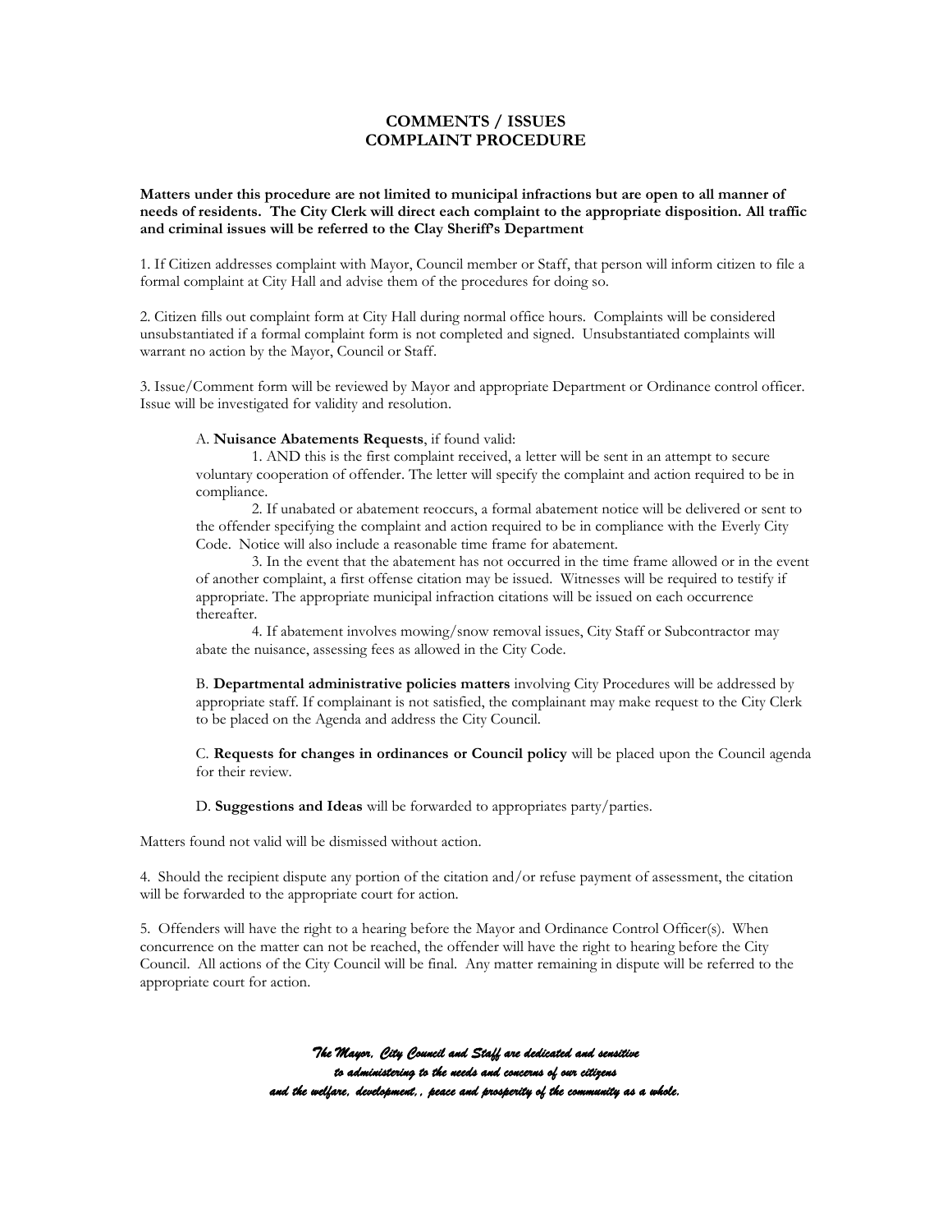# COMMENTS / ISSUES
# COMPLAINT PROCEDURE

**Matters under this procedure are not limited to municipal infractions but are open to all manner of needs of residents. The City Clerk will direct each complaint to the appropriate disposition. All traffic and criminal issues will be referred to the Clay Sheriff's Department**

1. If Citizen addresses complaint with Mayor, Council member or Staff, that person will inform citizen to file a formal complaint at City Hall and advise them of the procedures for doing so.

2. Citizen fills out complaint form at City Hall during normal office hours. Complaints will be considered unsubstantiated if a formal complaint form is not completed and signed. Unsubstantiated complaints will warrant no action by the Mayor, Council or Staff.

3. Issue/Comment form will be reviewed by Mayor and appropriate Department or Ordinance control officer. Issue will be investigated for validity and resolution.

A. **Nuisance Abatements Requests**, if found valid:

1. AND this is the first complaint received, a letter will be sent in an attempt to secure voluntary cooperation of offender. The letter will specify the complaint and action required to be in compliance.

2. If unabated or abatement reoccurs, a formal abatement notice will be delivered or sent to the offender specifying the complaint and action required to be in compliance with the Everly City Code. Notice will also include a reasonable time frame for abatement.

3. In the event that the abatement has not occurred in the time frame allowed or in the event of another complaint, a first offense citation may be issued. Witnesses will be required to testify if appropriate. The appropriate municipal infraction citations will be issued on each occurrence thereafter.

4. If abatement involves mowing/snow removal issues, City Staff or Subcontractor may abate the nuisance, assessing fees as allowed in the City Code.

B. **Departmental administrative policies matters** involving City Procedures will be addressed by appropriate staff. If complainant is not satisfied, the complainant may make request to the City Clerk to be placed on the Agenda and address the City Council.

C. **Requests for changes in ordinances or Council policy** will be placed upon the Council agenda for their review.

D. **Suggestions and Ideas** will be forwarded to appropriates party/parties.

Matters found not valid will be dismissed without action.

4. Should the recipient dispute any portion of the citation and/or refuse payment of assessment, the citation will be forwarded to the appropriate court for action.

5. Offenders will have the right to a hearing before the Mayor and Ordinance Control Officer(s). When concurrence on the matter can not be reached, the offender will have the right to hearing before the City Council. All actions of the City Council will be final. Any matter remaining in dispute will be referred to the appropriate court for action.

*The Mayor, City Council and Staff are dedicated and sensitive to administering to the needs and concerns of our citizens and the welfare, development,, peace and prosperity of the community as a whole.*